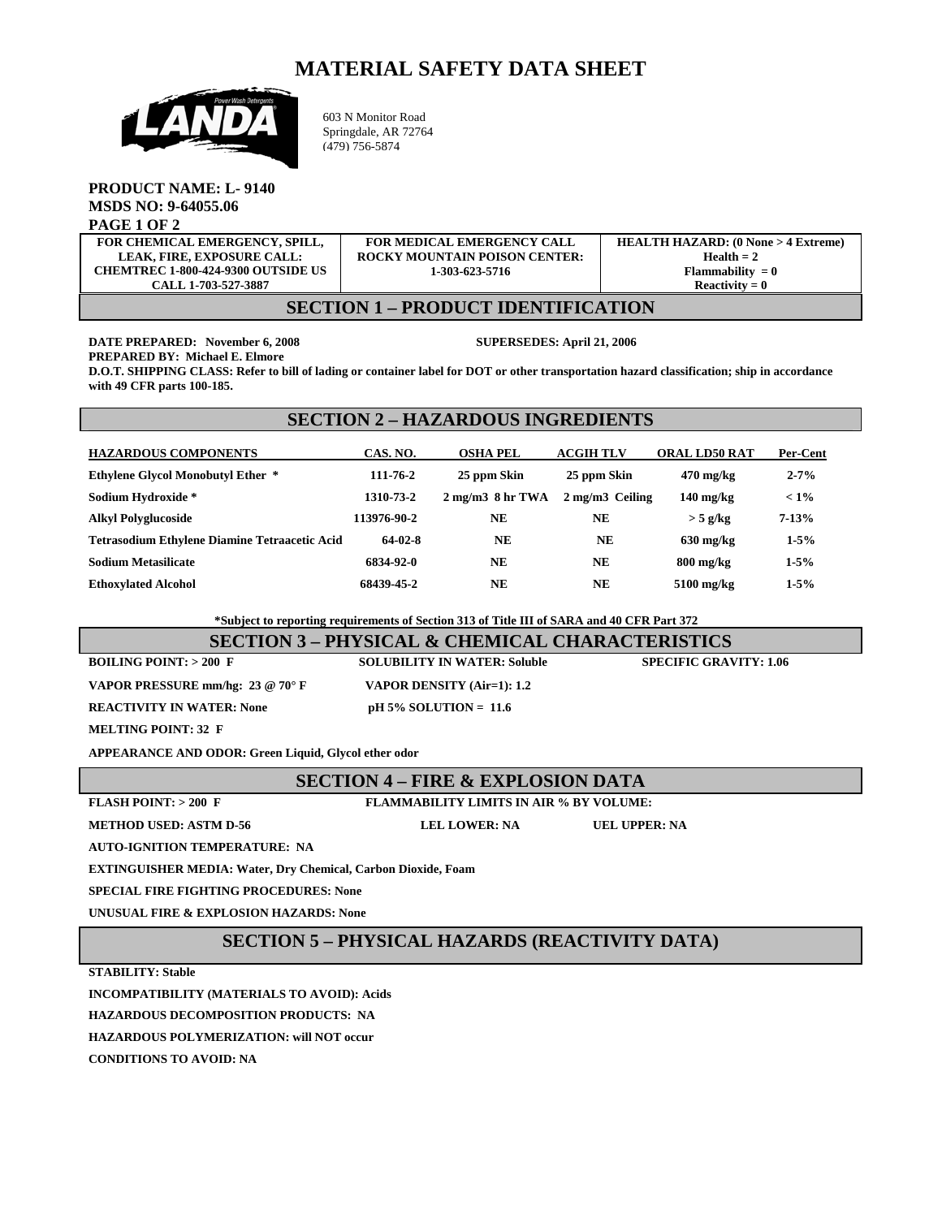# MATERIAL SAFETY DATA SHEET

603 N Monitor Road
Springdale, AR 72764
(479) 756-5874

**PRODUCT NAME: L- 9140**
**MSDS NO: 9-64055.06**
**PAGE 1 OF 2**

| FOR CHEMICAL EMERGENCY, SPILL, LEAK, FIRE, EXPOSURE CALL: CHEMTREC 1-800-424-9300 OUTSIDE US CALL 1-703-527-3887 | FOR MEDICAL EMERGENCY CALL ROCKY MOUNTAIN POISON CENTER: 1-303-623-5716 | HEALTH HAZARD: (0 None > 4 Extreme) Health = 2 Flammability = 0 Reactivity = 0 |
|---|---|---|

## SECTION 1 – PRODUCT IDENTIFICATION

**DATE PREPARED: November 6, 2008** **SUPERSEDES: April 21, 2006**
**PREPARED BY: Michael E. Elmore**
**D.O.T. SHIPPING CLASS: Refer to bill of lading or container label for DOT or other transportation hazard classification; ship in accordance with 49 CFR parts 100-185.**

## SECTION 2 – HAZARDOUS INGREDIENTS

| HAZARDOUS COMPONENTS | CAS. NO. | OSHA PEL | ACGIH TLV | ORAL LD50 RAT | Per-Cent |
|---|---|---|---|---|---|
| Ethylene Glycol Monobutyl Ether * | 111-76-2 | 25 ppm Skin | 25 ppm Skin | 470 mg/kg | 2-7% |
| Sodium Hydroxide * | 1310-73-2 | 2 mg/m3 8 hr TWA | 2 mg/m3 Ceiling | 140 mg/kg | < 1% |
| Alkyl Polyglucoside | 113976-90-2 | NE | NE | > 5 g/kg | 7-13% |
| Tetrasodium Ethylene Diamine Tetraacetic Acid | 64-02-8 | NE | NE | 630 mg/kg | 1-5% |
| Sodium Metasilicate | 6834-92-0 | NE | NE | 800 mg/kg | 1-5% |
| Ethoxylated Alcohol | 68439-45-2 | NE | NE | 5100 mg/kg | 1-5% |

*Subject to reporting requirements of Section 313 of Title III of SARA and 40 CFR Part 372

## SECTION 3 – PHYSICAL & CHEMICAL CHARACTERISTICS

**BOILING POINT: > 200 F** **SOLUBILITY IN WATER: Soluble** **SPECIFIC GRAVITY: 1.06**

**VAPOR PRESSURE mm/hg: 23 @ 70° F** **VAPOR DENSITY (Air=1): 1.2**

**REACTIVITY IN WATER: None** **pH 5% SOLUTION = 11.6**

**MELTING POINT: 32 F**

**APPEARANCE AND ODOR: Green Liquid, Glycol ether odor**

## SECTION 4 – FIRE & EXPLOSION DATA

**FLASH POINT: > 200 F** **FLAMMABILITY LIMITS IN AIR % BY VOLUME:**

**METHOD USED: ASTM D-56** **LEL LOWER: NA** **UEL UPPER: NA**

**AUTO-IGNITION TEMPERATURE: NA**

**EXTINGUISHER MEDIA: Water, Dry Chemical, Carbon Dioxide, Foam**

**SPECIAL FIRE FIGHTING PROCEDURES: None**

**UNUSUAL FIRE & EXPLOSION HAZARDS: None**

## SECTION 5 – PHYSICAL HAZARDS (REACTIVITY DATA)

**STABILITY: Stable**

**INCOMPATIBILITY (MATERIALS TO AVOID): Acids**

**HAZARDOUS DECOMPOSITION PRODUCTS: NA**

**HAZARDOUS POLYMERIZATION: will NOT occur**

**CONDITIONS TO AVOID: NA**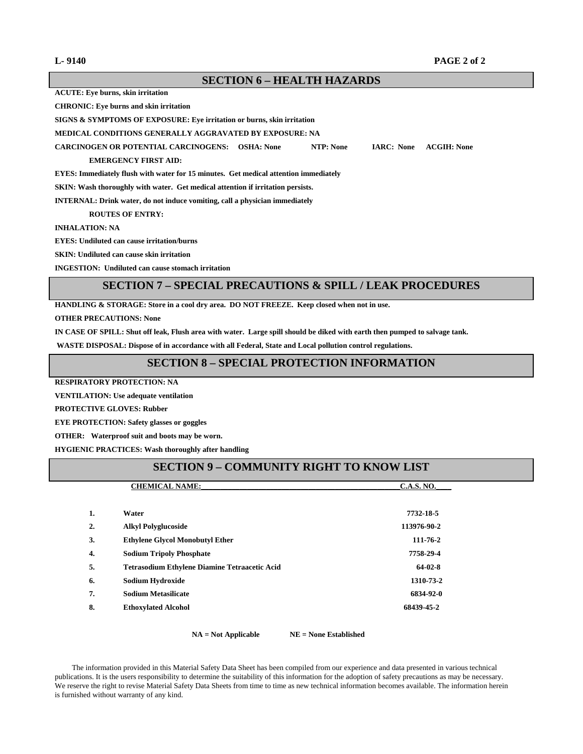L- 9140

## SECTION 6 – HEALTH HAZARDS

**ACUTE: Eye burns, skin irritation**

**CHRONIC: Eye burns and skin irritation**

**SIGNS & SYMPTOMS OF EXPOSURE: Eye irritation or burns, skin irritation**

**MEDICAL CONDITIONS GENERALLY AGGRAVATED BY EXPOSURE: NA**

**CARCINOGEN OR POTENTIAL CARCINOGENS: OSHA: None NTP: None IARC: None ACGIH: None**

**EMERGENCY FIRST AID:**

**EYES: Immediately flush with water for 15 minutes. Get medical attention immediately**

**SKIN: Wash thoroughly with water. Get medical attention if irritation persists.**

**INTERNAL: Drink water, do not induce vomiting, call a physician immediately**

**ROUTES OF ENTRY:**

**INHALATION: NA**

**EYES: Undiluted can cause irritation/burns**

**SKIN: Undiluted can cause skin irritation**

**INGESTION: Undiluted can cause stomach irritation**

## SECTION 7 – SPECIAL PRECAUTIONS & SPILL / LEAK PROCEDURES

**HANDLING & STORAGE: Store in a cool dry area. DO NOT FREEZE. Keep closed when not in use.**

**OTHER PRECAUTIONS: None**

**IN CASE OF SPILL: Shut off leak, Flush area with water. Large spill should be diked with earth then pumped to salvage tank.**

**WASTE DISPOSAL: Dispose of in accordance with all Federal, State and Local pollution control regulations.**

## SECTION 8 – SPECIAL PROTECTION INFORMATION

**RESPIRATORY PROTECTION: NA**

**VENTILATION: Use adequate ventilation**

**PROTECTIVE GLOVES: Rubber**

**EYE PROTECTION: Safety glasses or goggles**

**OTHER: Waterproof suit and boots may be worn.**

**HYGIENIC PRACTICES: Wash thoroughly after handling**

## SECTION 9 – COMMUNITY RIGHT TO KNOW LIST

| | CHEMICAL NAME: | C.A.S. NO. |
|---|---|---|
| 1. | Water | 7732-18-5 |
| 2. | Alkyl Polyglucoside | 113976-90-2 |
| 3. | Ethylene Glycol Monobutyl Ether | 111-76-2 |
| 4. | Sodium Tripoly Phosphate | 7758-29-4 |
| 5. | Tetrasodium Ethylene Diamine Tetraacetic Acid | 64-02-8 |
| 6. | Sodium Hydroxide | 1310-73-2 |
| 7. | Sodium Metasilicate | 6834-92-0 |
| 8. | Ethoxylated Alcohol | 68439-45-2 |

**NA = Not Applicable** **NE = None Established**

The information provided in this Material Safety Data Sheet has been compiled from our experience and data presented in various technical publications. It is the users responsibility to determine the suitability of this information for the adoption of safety precautions as may be necessary. We reserve the right to revise Material Safety Data Sheets from time to time as new technical information becomes available. The information herein is furnished without warranty of any kind.